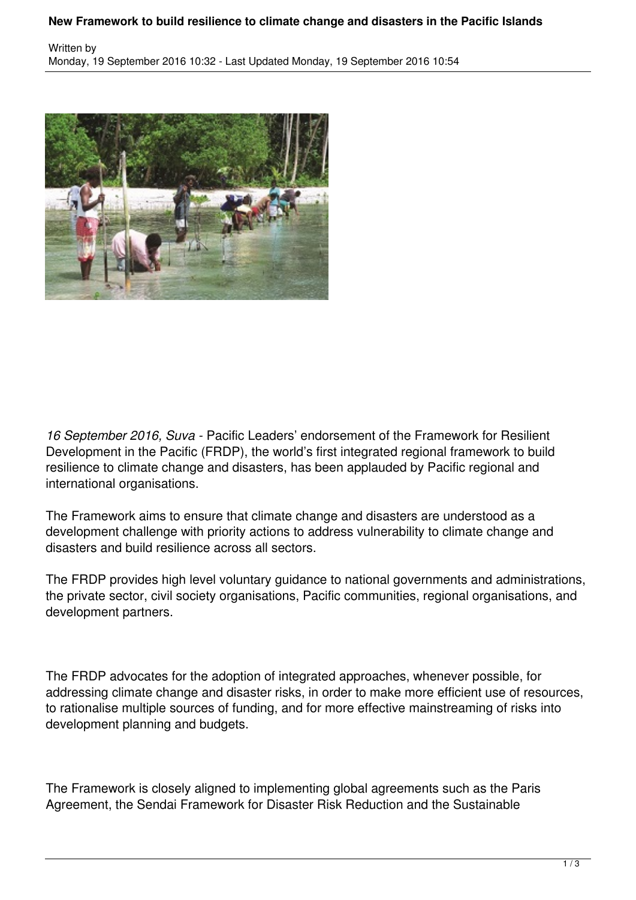# New Framework to build resilience to climate change and disasters in the Pacific Islands

Written by
Monday, 19 September 2016 10:32 - Last Updated Monday, 19 September 2016 10:54

*16 September 2016, Suva* - Pacific Leaders' endorsement of the Framework for Resilient Development in the Pacific (FRDP), the world's first integrated regional framework to build resilience to climate change and disasters, has been applauded by Pacific regional and international organisations.

The Framework aims to ensure that climate change and disasters are understood as a development challenge with priority actions to address vulnerability to climate change and disasters and build resilience across all sectors.

The FRDP provides high level voluntary guidance to national governments and administrations, the private sector, civil society organisations, Pacific communities, regional organisations, and development partners.

The FRDP advocates for the adoption of integrated approaches, whenever possible, for addressing climate change and disaster risks, in order to make more efficient use of resources, to rationalise multiple sources of funding, and for more effective mainstreaming of risks into development planning and budgets.

The Framework is closely aligned to implementing global agreements such as the Paris Agreement, the Sendai Framework for Disaster Risk Reduction and the Sustainable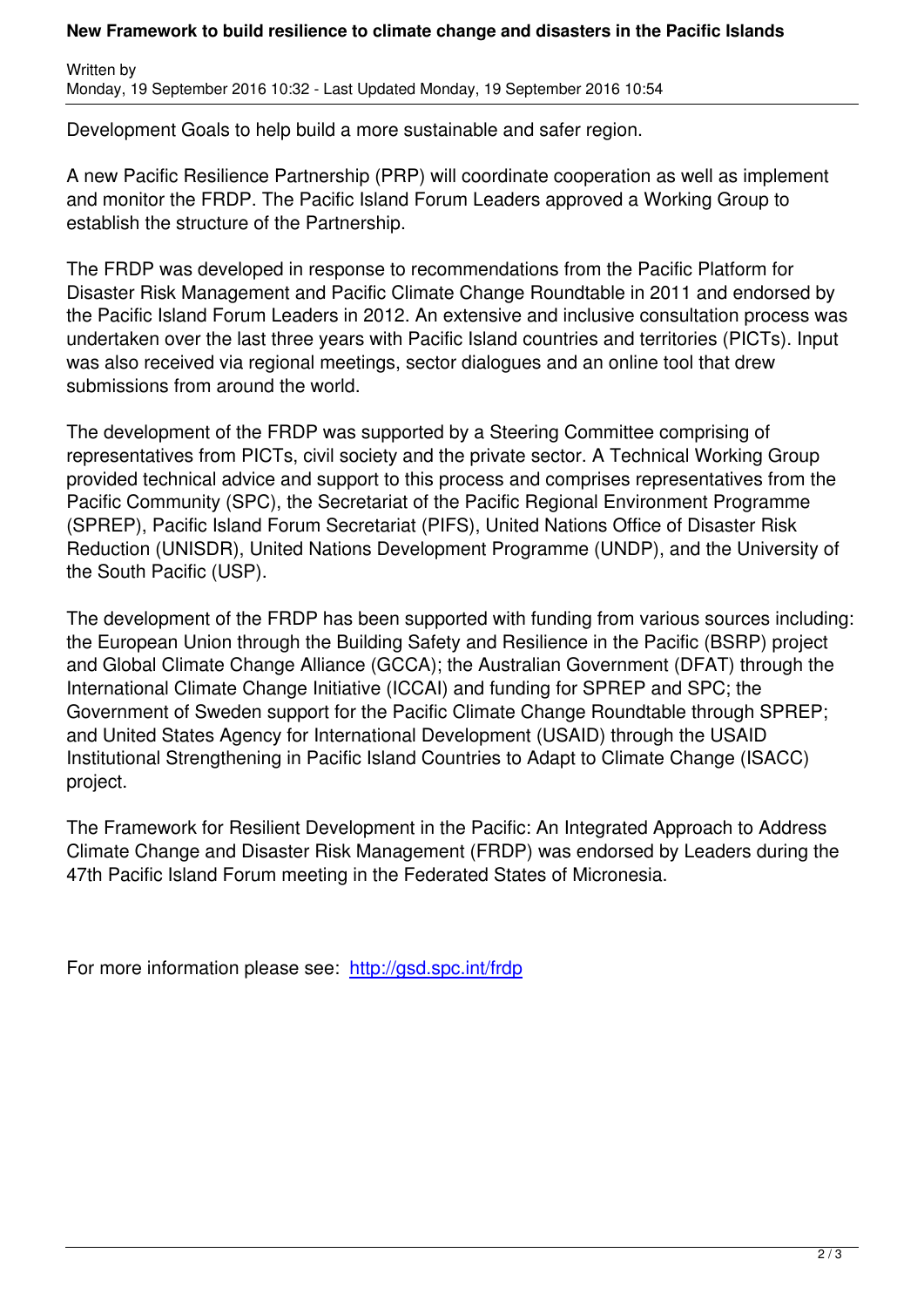Development Goals to help build a more sustainable and safer region.

A new Pacific Resilience Partnership (PRP) will coordinate cooperation as well as implement and monitor the FRDP. The Pacific Island Forum Leaders approved a Working Group to establish the structure of the Partnership.

The FRDP was developed in response to recommendations from the Pacific Platform for Disaster Risk Management and Pacific Climate Change Roundtable in 2011 and endorsed by the Pacific Island Forum Leaders in 2012. An extensive and inclusive consultation process was undertaken over the last three years with Pacific Island countries and territories (PICTs). Input was also received via regional meetings, sector dialogues and an online tool that drew submissions from around the world.

The development of the FRDP was supported by a Steering Committee comprising of representatives from PICTs, civil society and the private sector. A Technical Working Group provided technical advice and support to this process and comprises representatives from the Pacific Community (SPC), the Secretariat of the Pacific Regional Environment Programme (SPREP), Pacific Island Forum Secretariat (PIFS), United Nations Office of Disaster Risk Reduction (UNISDR), United Nations Development Programme (UNDP), and the University of the South Pacific (USP).

The development of the FRDP has been supported with funding from various sources including: the European Union through the Building Safety and Resilience in the Pacific (BSRP) project and Global Climate Change Alliance (GCCA); the Australian Government (DFAT) through the International Climate Change Initiative (ICCAI) and funding for SPREP and SPC; the Government of Sweden support for the Pacific Climate Change Roundtable through SPREP; and United States Agency for International Development (USAID) through the USAID Institutional Strengthening in Pacific Island Countries to Adapt to Climate Change (ISACC) project.

The Framework for Resilient Development in the Pacific: An Integrated Approach to Address Climate Change and Disaster Risk Management (FRDP) was endorsed by Leaders during the 47th Pacific Island Forum meeting in the Federated States of Micronesia.

For more information please see: [http://gsd.spc.int/frdp](http://gsd.spc.int/frdp)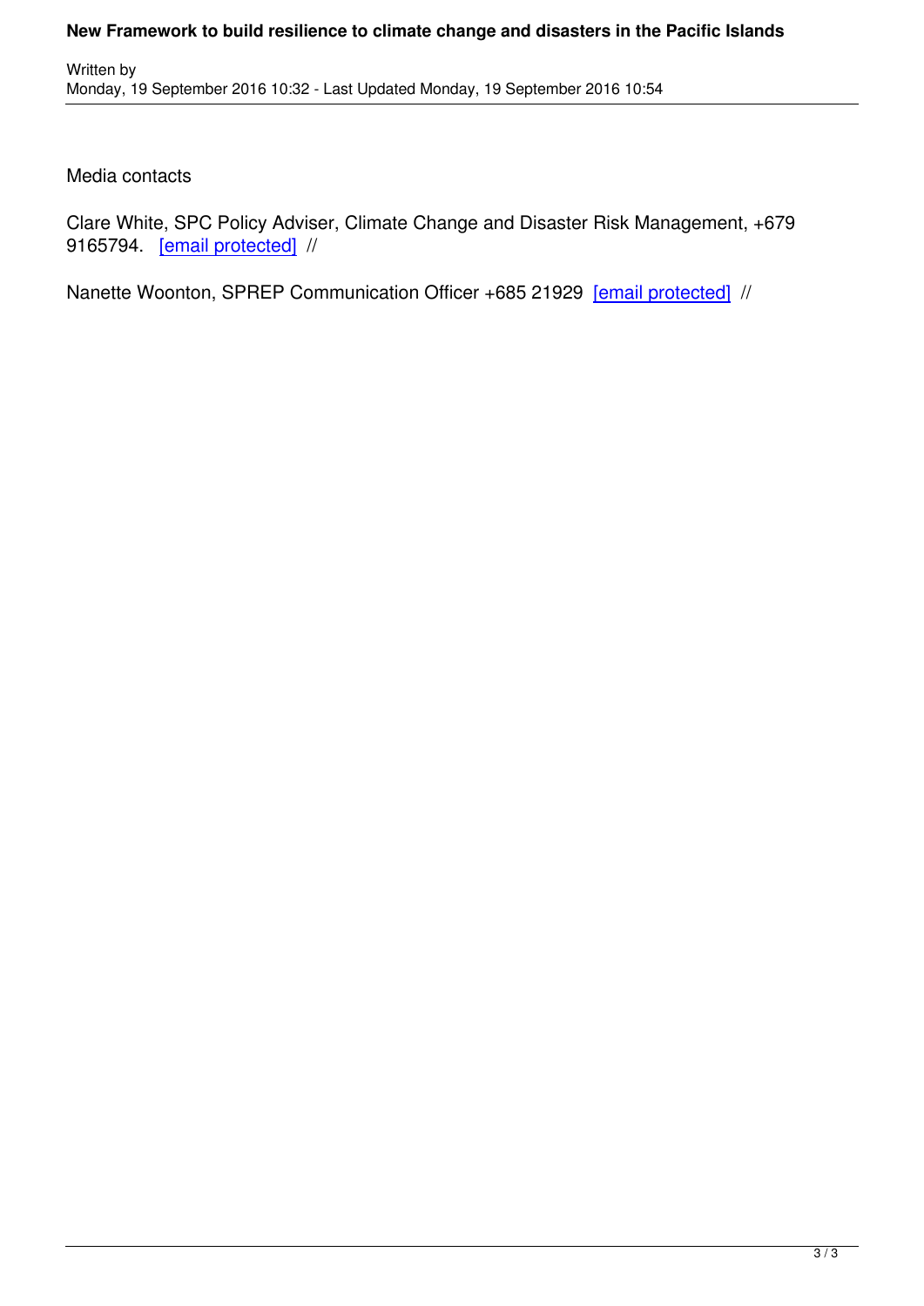Media contacts

Clare White, SPC Policy Adviser, Climate Change and Disaster Risk Management, +679 9165794. [email protected] //

Nanette Woonton, SPREP Communication Officer +685 21929 [email protected] //